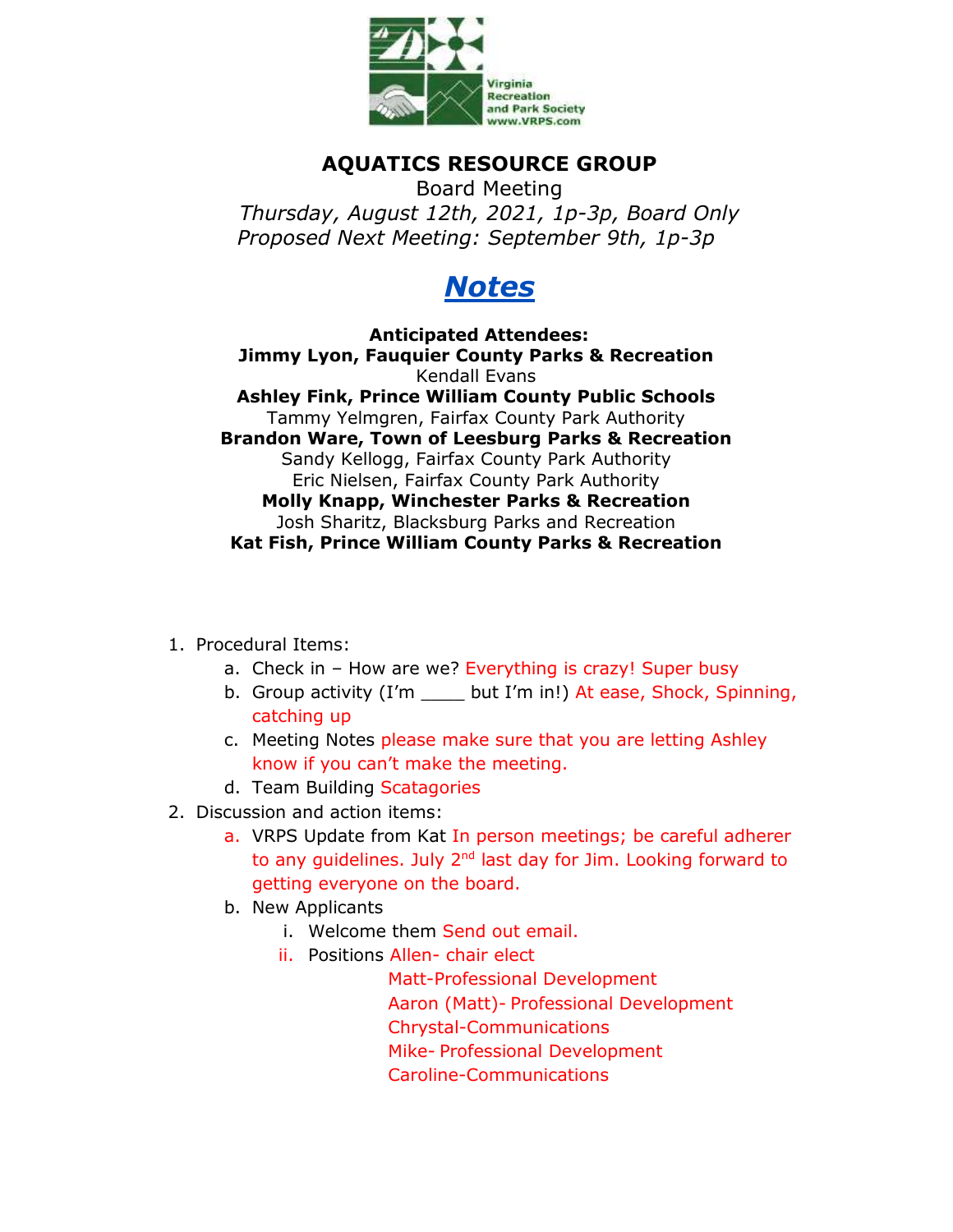Virginia Recreation and Park Society www.VRPS.com

**AQUATICS RESOURCE GROUP**

Board Meeting

*Thursday, August 12th, 2021, 1p-3p, Board Only*

*Proposed Next Meeting: September 9th, 1p-3p*

# ***Notes***

**Anticipated Attendees:**

**Jimmy Lyon, Fauquier County Parks & Recreation**

Kendall Evans

**Ashley Fink, Prince William County Public Schools**

Tammy Yelmgren, Fairfax County Park Authority

**Brandon Ware, Town of Leesburg Parks & Recreation**

Sandy Kellogg, Fairfax County Park Authority

Eric Nielsen, Fairfax County Park Authority

**Molly Knapp, Winchester Parks & Recreation**

Josh Sharitz, Blacksburg Parks and Recreation

**Kat Fish, Prince William County Parks & Recreation**

1. Procedural Items:
    a. Check in – How are we? Everything is crazy! Super busy
    b. Group activity (I'm ____ but I'm in!) At ease, Shock, Spinning, catching up
    c. Meeting Notes please make sure that you are letting Ashley know if you can't make the meeting.
    d. Team Building Scatagories
2. Discussion and action items:
    a. VRPS Update from Kat In person meetings; be careful adherer to any guidelines. July 2nd last day for Jim. Looking forward to getting everyone on the board.
    b. New Applicants
        i. Welcome them Send out email.
        ii. Positions Allen- chair elect
            Matt-Professional Development
            Aaron (Matt)- Professional Development
            Chrystal-Communications
            Mike- Professional Development
            Caroline-Communications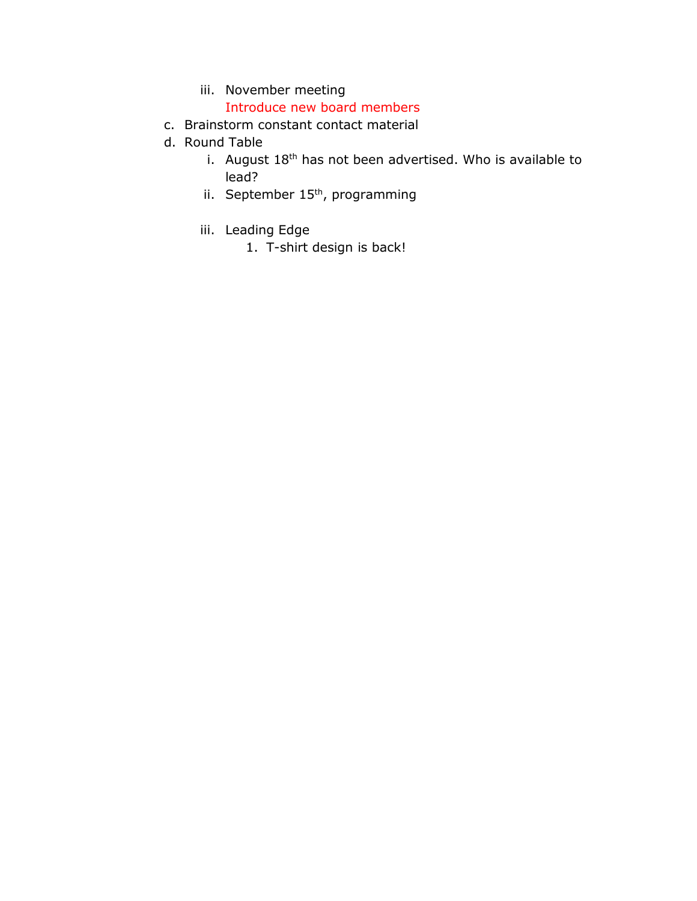iii. November meeting
   Introduce new board members

c. Brainstorm constant contact material

d. Round Table
   i. August 18th has not been advertised. Who is available to lead?
   ii. September 15th, programming
   iii. Leading Edge
      1. T-shirt design is back!